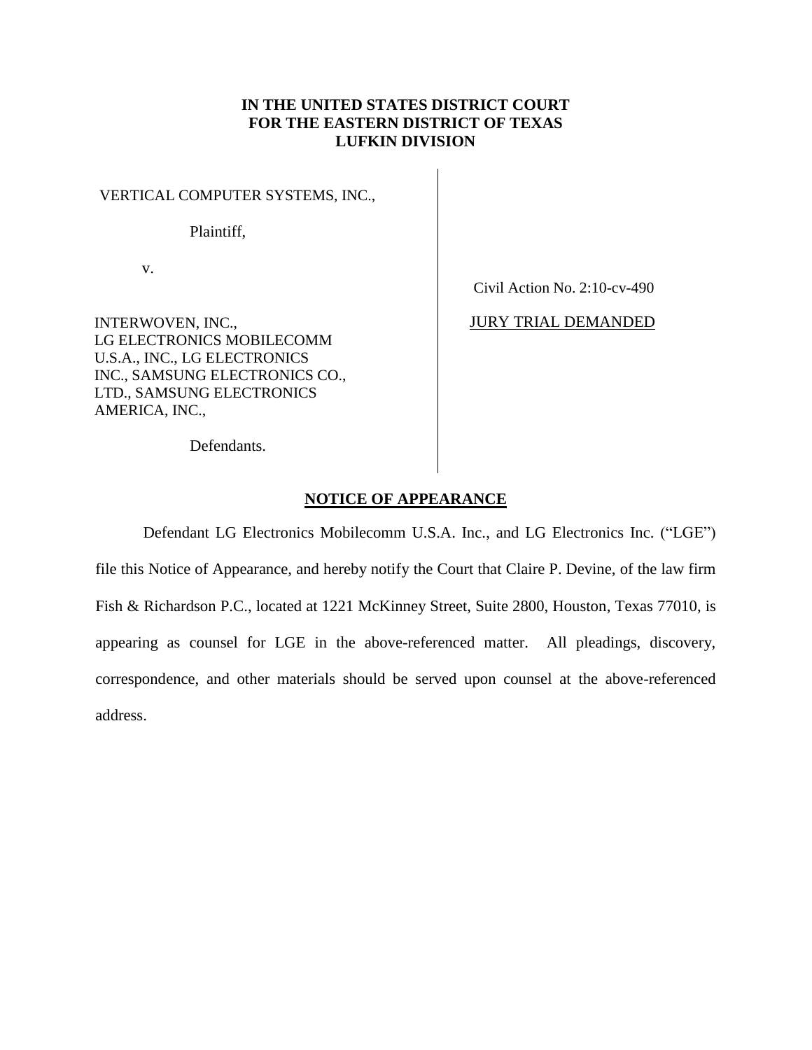**IN THE UNITED STATES DISTRICT COURT**
**FOR THE EASTERN DISTRICT OF TEXAS**
**LUFKIN DIVISION**

| | |
|---|---|
| VERTICAL COMPUTER SYSTEMS, INC.,<br><br>Plaintiff,<br><br>v.<br><br>INTERWOVEN, INC., LG ELECTRONICS MOBILECOMM U.S.A., INC., LG ELECTRONICS INC., SAMSUNG ELECTRONICS CO., LTD., SAMSUNG ELECTRONICS AMERICA, INC.,<br><br>Defendants. | Civil Action No. 2:10-cv-490<br><br>JURY TRIAL DEMANDED |

**NOTICE OF APPEARANCE**

Defendant LG Electronics Mobilecomm U.S.A. Inc., and LG Electronics Inc. ("LGE") file this Notice of Appearance, and hereby notify the Court that Claire P. Devine, of the law firm Fish & Richardson P.C., located at 1221 McKinney Street, Suite 2800, Houston, Texas 77010, is appearing as counsel for LGE in the above-referenced matter. All pleadings, discovery, correspondence, and other materials should be served upon counsel at the above-referenced address.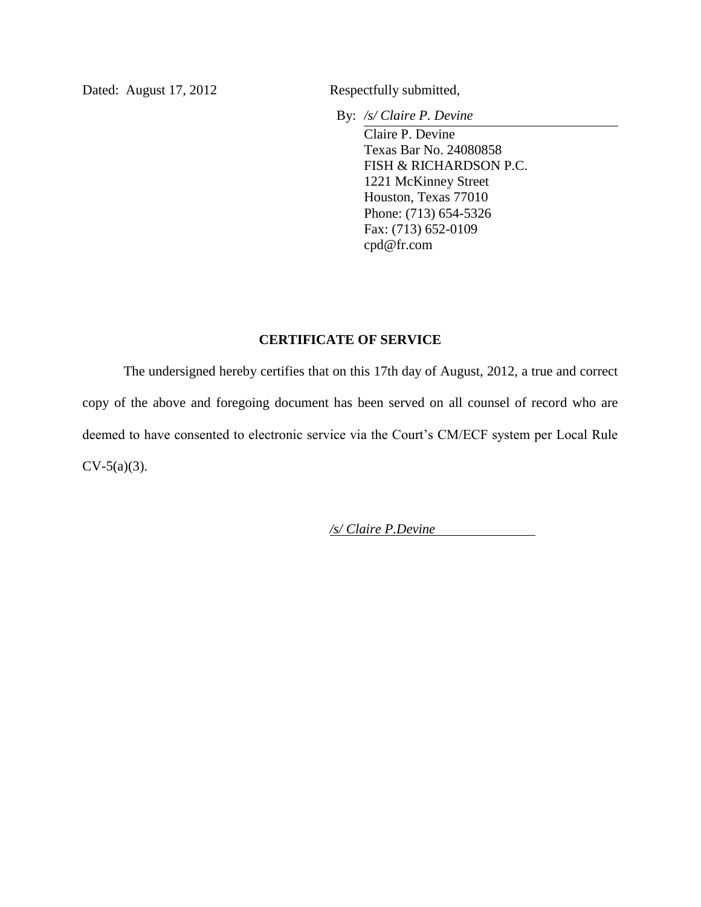Dated: August 17, 2012

Respectfully submitted,

By: */s/ Claire P. Devine*

Claire P. Devine
Texas Bar No. 24080858
FISH & RICHARDSON P.C.
1221 McKinney Street
Houston, Texas 77010
Phone: (713) 654-5326
Fax: (713) 652-0109
cpd@fr.com

**CERTIFICATE OF SERVICE**

The undersigned hereby certifies that on this 17th day of August, 2012, a true and correct copy of the above and foregoing document has been served on all counsel of record who are deemed to have consented to electronic service via the Court's CM/ECF system per Local Rule CV-5(a)(3).

*/s/ Claire P.Devine*